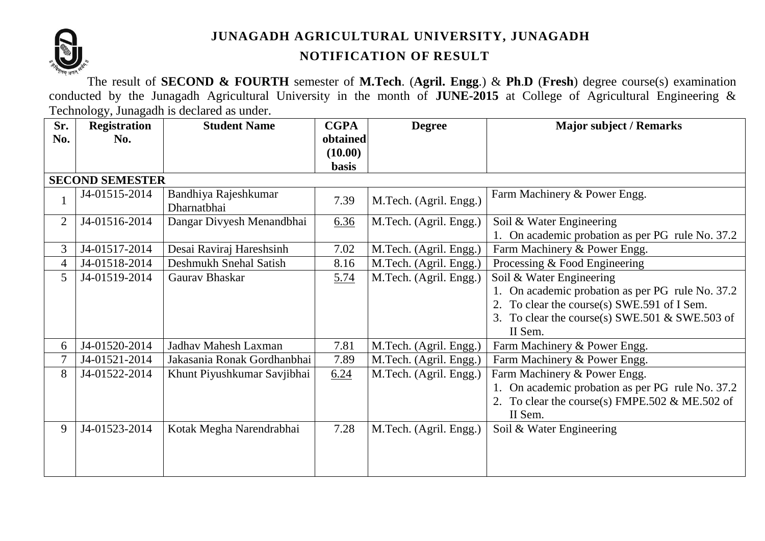# JUNAGADH AGRICULTURAL UNIVERSITY, JUNAGADH

## NOTIFICATION OF RESULT

The result of **SECOND & FOURTH** semester of **M.Tech**. (**Agril. Engg**.) & **Ph**.**D** (**Fresh**) degree course(s) examination conducted by the Junagadh Agricultural University in the month of **JUNE-2015** at College of Agricultural Engineering & Technology, Junagadh is declared as under.

| Sr. No. | Registration No. | Student Name | CGPA obtained (10.00) basis | Degree | Major subject / Remarks |
|---|---|---|---|---|---|
| **SECOND SEMESTER** | | | | | |
| 1 | J4-01515-2014 | Bandhiya Rajeshkumar Dharnatbhai | 7.39 | M.Tech. (Agril. Engg.) | Farm Machinery & Power Engg. |
| 2 | J4-01516-2014 | Dangar Divyesh Menandbhai | 6.36 | M.Tech. (Agril. Engg.) | Soil & Water Engineering<br>1. On academic probation as per PG rule No. 37.2 |
| 3 | J4-01517-2014 | Desai Raviraj Hareshsinh | 7.02 | M.Tech. (Agril. Engg.) | Farm Machinery & Power Engg. |
| 4 | J4-01518-2014 | Deshmukh Snehal Satish | 8.16 | M.Tech. (Agril. Engg.) | Processing & Food Engineering |
| 5 | J4-01519-2014 | Gaurav Bhaskar | 5.74 | M.Tech. (Agril. Engg.) | Soil & Water Engineering<br>1. On academic probation as per PG rule No. 37.2<br>2. To clear the course(s) SWE.591 of I Sem.<br>3. To clear the course(s) SWE.501 & SWE.503 of II Sem. |
| 6 | J4-01520-2014 | Jadhav Mahesh Laxman | 7.81 | M.Tech. (Agril. Engg.) | Farm Machinery & Power Engg. |
| 7 | J4-01521-2014 | Jakasania Ronak Gordhanbhai | 7.89 | M.Tech. (Agril. Engg.) | Farm Machinery & Power Engg. |
| 8 | J4-01522-2014 | Khunt Piyushkumar Savjibhai | 6.24 | M.Tech. (Agril. Engg.) | Farm Machinery & Power Engg.<br>1. On academic probation as per PG rule No. 37.2<br>2. To clear the course(s) FMPE.502 & ME.502 of II Sem. |
| 9 | J4-01523-2014 | Kotak Megha Narendrabhai | 7.28 | M.Tech. (Agril. Engg.) | Soil & Water Engineering |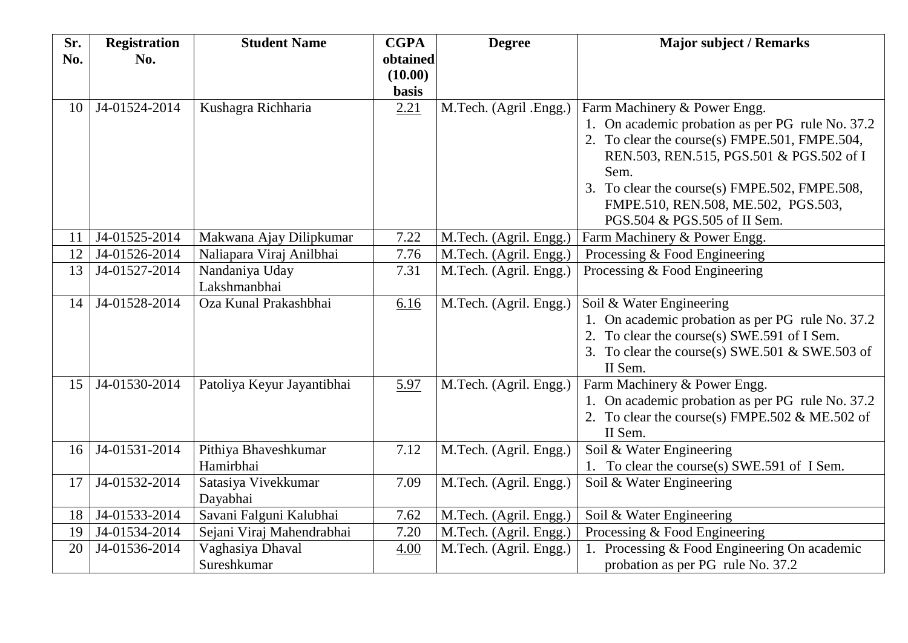| Sr. No. | Registration No. | Student Name | CGPA obtained (10.00) basis | Degree | Major subject / Remarks |
|---|---|---|---|---|---|
| 10 | J4-01524-2014 | Kushagra Richharia | 2.21 | M.Tech. (Agril .Engg.) | Farm Machinery & Power Engg.<br>1. On academic probation as per PG rule No. 37.2<br>2. To clear the course(s) FMPE.501, FMPE.504, REN.503, REN.515, PGS.501 & PGS.502 of I Sem.<br>3. To clear the course(s) FMPE.502, FMPE.508, FMPE.510, REN.508, ME.502, PGS.503, PGS.504 & PGS.505 of II Sem. |
| 11 | J4-01525-2014 | Makwana Ajay Dilipkumar | 7.22 | M.Tech. (Agril. Engg.) | Farm Machinery & Power Engg. |
| 12 | J4-01526-2014 | Naliapara Viraj Anilbhai | 7.76 | M.Tech. (Agril. Engg.) | Processing & Food Engineering |
| 13 | J4-01527-2014 | Nandaniya Uday Lakshmanbhai | 7.31 | M.Tech. (Agril. Engg.) | Processing & Food Engineering |
| 14 | J4-01528-2014 | Oza Kunal Prakashbhai | 6.16 | M.Tech. (Agril. Engg.) | Soil & Water Engineering<br>1. On academic probation as per PG rule No. 37.2<br>2. To clear the course(s) SWE.591 of I Sem.<br>3. To clear the course(s) SWE.501 & SWE.503 of II Sem. |
| 15 | J4-01530-2014 | Patoliya Keyur Jayantibhai | 5.97 | M.Tech. (Agril. Engg.) | Farm Machinery & Power Engg.<br>1. On academic probation as per PG rule No. 37.2<br>2. To clear the course(s) FMPE.502 & ME.502 of II Sem. |
| 16 | J4-01531-2014 | Pithiya Bhaveshkumar Hamirbhai | 7.12 | M.Tech. (Agril. Engg.) | Soil & Water Engineering<br>1. To clear the course(s) SWE.591 of I Sem. |
| 17 | J4-01532-2014 | Satasiya Vivekkumar Dayabhai | 7.09 | M.Tech. (Agril. Engg.) | Soil & Water Engineering |
| 18 | J4-01533-2014 | Savani Falguni Kalubhai | 7.62 | M.Tech. (Agril. Engg.) | Soil & Water Engineering |
| 19 | J4-01534-2014 | Sejani Viraj Mahendrabhai | 7.20 | M.Tech. (Agril. Engg.) | Processing & Food Engineering |
| 20 | J4-01536-2014 | Vaghasiya Dhaval Sureshkumar | 4.00 | M.Tech. (Agril. Engg.) | 1. Processing & Food Engineering On academic probation as per PG rule No. 37.2 |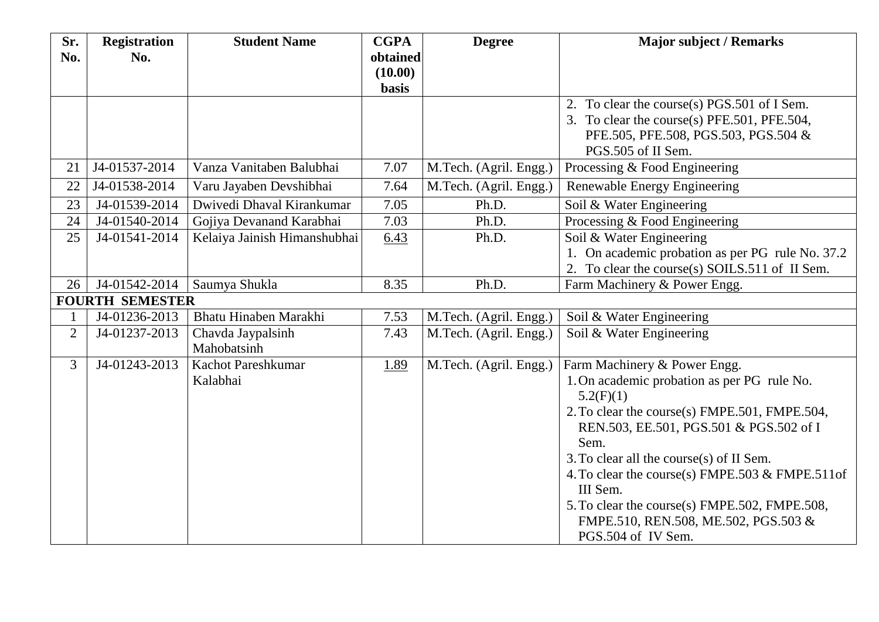| Sr. No. | Registration No. | Student Name | CGPA obtained (10.00) basis | Degree | Major subject / Remarks |
|---|---|---|---|---|---|
| | | | | | 2. To clear the course(s) PGS.501 of I Sem.<br>3. To clear the course(s) PFE.501, PFE.504, PFE.505, PFE.508, PGS.503, PGS.504 & PGS.505 of II Sem. |
| 21 | J4-01537-2014 | Vanza Vanitaben Balubhai | 7.07 | M.Tech. (Agril. Engg.) | Processing & Food Engineering |
| 22 | J4-01538-2014 | Varu Jayaben Devshibhai | 7.64 | M.Tech. (Agril. Engg.) | Renewable Energy Engineering |
| 23 | J4-01539-2014 | Dwivedi Dhaval Kirankumar | 7.05 | Ph.D. | Soil & Water Engineering |
| 24 | J4-01540-2014 | Gojiya Devanand Karabhai | 7.03 | Ph.D. | Processing & Food Engineering |
| 25 | J4-01541-2014 | Kelaiya Jainish Himanshubhai | 6.43 | Ph.D. | Soil & Water Engineering<br>1. On academic probation as per PG rule No. 37.2<br>2. To clear the course(s) SOILS.511 of II Sem. |
| 26 | J4-01542-2014 | Saumya Shukla | 8.35 | Ph.D. | Farm Machinery & Power Engg. |
| **FOURTH SEMESTER** | | | | | |
| 1 | J4-01236-2013 | Bhatu Hinaben Marakhi | 7.53 | M.Tech. (Agril. Engg.) | Soil & Water Engineering |
| 2 | J4-01237-2013 | Chavda Jaypalsinh Mahobatsinh | 7.43 | M.Tech. (Agril. Engg.) | Soil & Water Engineering |
| 3 | J4-01243-2013 | Kachot Pareshkumar Kalabhai | 1.89 | M.Tech. (Agril. Engg.) | Farm Machinery & Power Engg.<br>1. On academic probation as per PG rule No. 5.2(F)(1)<br>2. To clear the course(s) FMPE.501, FMPE.504, REN.503, EE.501, PGS.501 & PGS.502 of I Sem.<br>3. To clear all the course(s) of II Sem.<br>4. To clear the course(s) FMPE.503 & FMPE.511of III Sem.<br>5. To clear the course(s) FMPE.502, FMPE.508, FMPE.510, REN.508, ME.502, PGS.503 & PGS.504 of IV Sem. |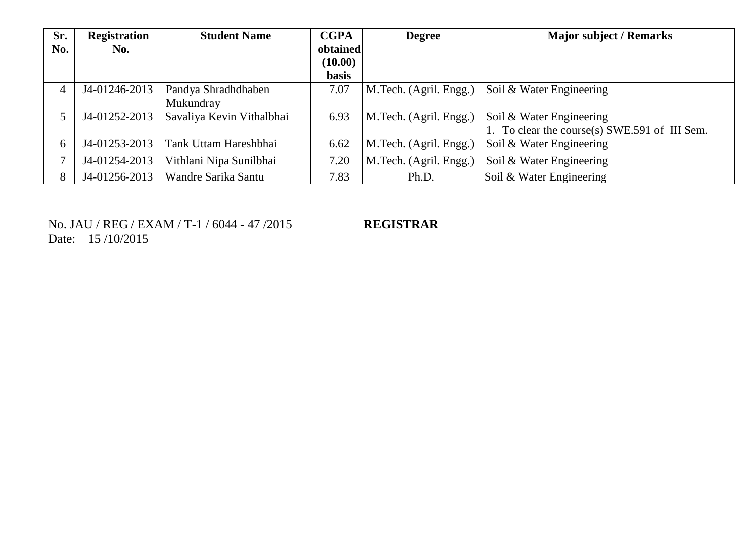| Sr. No. | Registration No. | Student Name | CGPA obtained (10.00) basis | Degree | Major subject / Remarks |
|---|---|---|---|---|---|
| 4 | J4-01246-2013 | Pandya Shradhdhaben Mukundray | 7.07 | M.Tech. (Agril. Engg.) | Soil & Water Engineering |
| 5 | J4-01252-2013 | Savaliya Kevin Vithalbhai | 6.93 | M.Tech. (Agril. Engg.) | Soil & Water Engineering<br>1. To clear the course(s) SWE.591 of III Sem. |
| 6 | J4-01253-2013 | Tank Uttam Hareshbhai | 6.62 | M.Tech. (Agril. Engg.) | Soil & Water Engineering |
| 7 | J4-01254-2013 | Vithlani Nipa Sunilbhai | 7.20 | M.Tech. (Agril. Engg.) | Soil & Water Engineering |
| 8 | J4-01256-2013 | Wandre Sarika Santu | 7.83 | Ph.D. | Soil & Water Engineering |

No. JAU / REG / EXAM / T-1 / 6044 - 47 /2015

Date: 15 /10/2015

**REGISTRAR**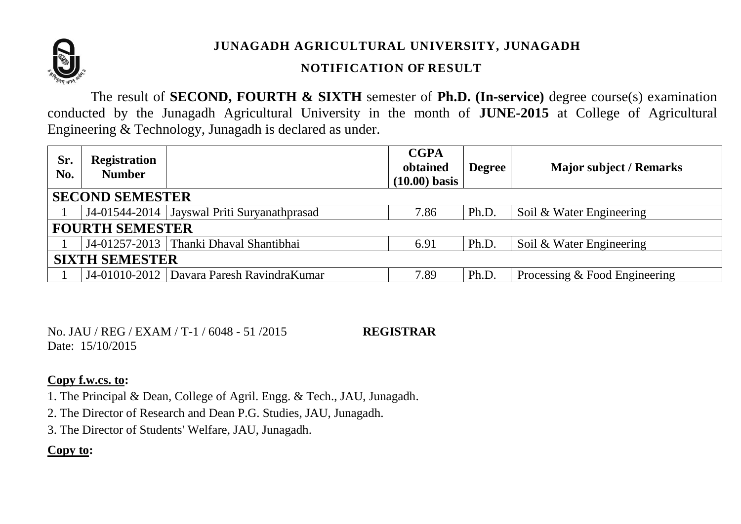**JUNAGADH AGRICULTURAL UNIVERSITY, JUNAGADH**

**NOTIFICATION OF RESULT**

The result of **SECOND, FOURTH & SIXTH** semester of **Ph.D. (In-service)** degree course(s) examination conducted by the Junagadh Agricultural University in the month of **JUNE-2015** at College of Agricultural Engineering & Technology, Junagadh is declared as under.

| Sr. No. | Registration Number | | CGPA obtained (10.00) basis | Degree | Major subject / Remarks |
|---|---|---|---|---|---|
| **SECOND SEMESTER** | | | | | |
| 1 | J4-01544-2014 | Jayswal Priti Suryanathprasad | 7.86 | Ph.D. | Soil & Water Engineering |
| **FOURTH SEMESTER** | | | | | |
| 1 | J4-01257-2013 | Thanki Dhaval Shantibhai | 6.91 | Ph.D. | Soil & Water Engineering |
| **SIXTH SEMESTER** | | | | | |
| 1 | J4-01010-2012 | Davara Paresh RavindraKumar | 7.89 | Ph.D. | Processing & Food Engineering |

No. JAU / REG / EXAM / T-1 / 6048 - 51 /2015 **REGISTRAR**
Date: 15/10/2015

**Copy f.w.cs. to:**

1. The Principal & Dean, College of Agril. Engg. & Tech., JAU, Junagadh.
2. The Director of Research and Dean P.G. Studies, JAU, Junagadh.
3. The Director of Students' Welfare, JAU, Junagadh.

**Copy to:**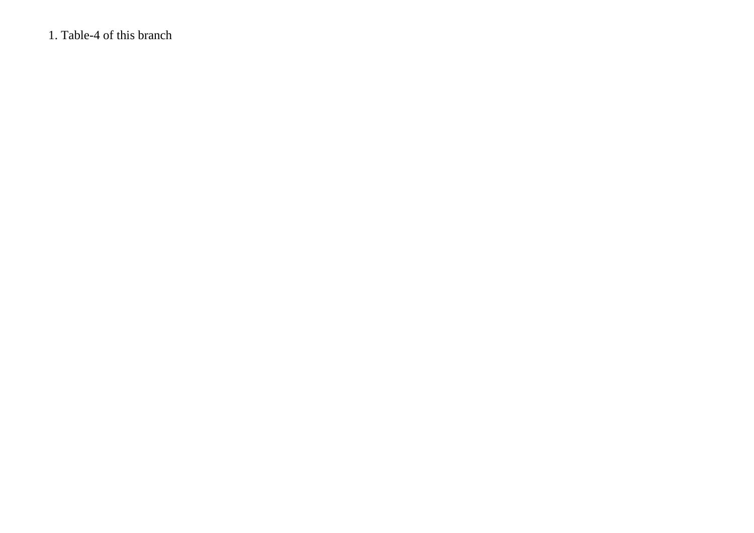1. Table-4 of this branch